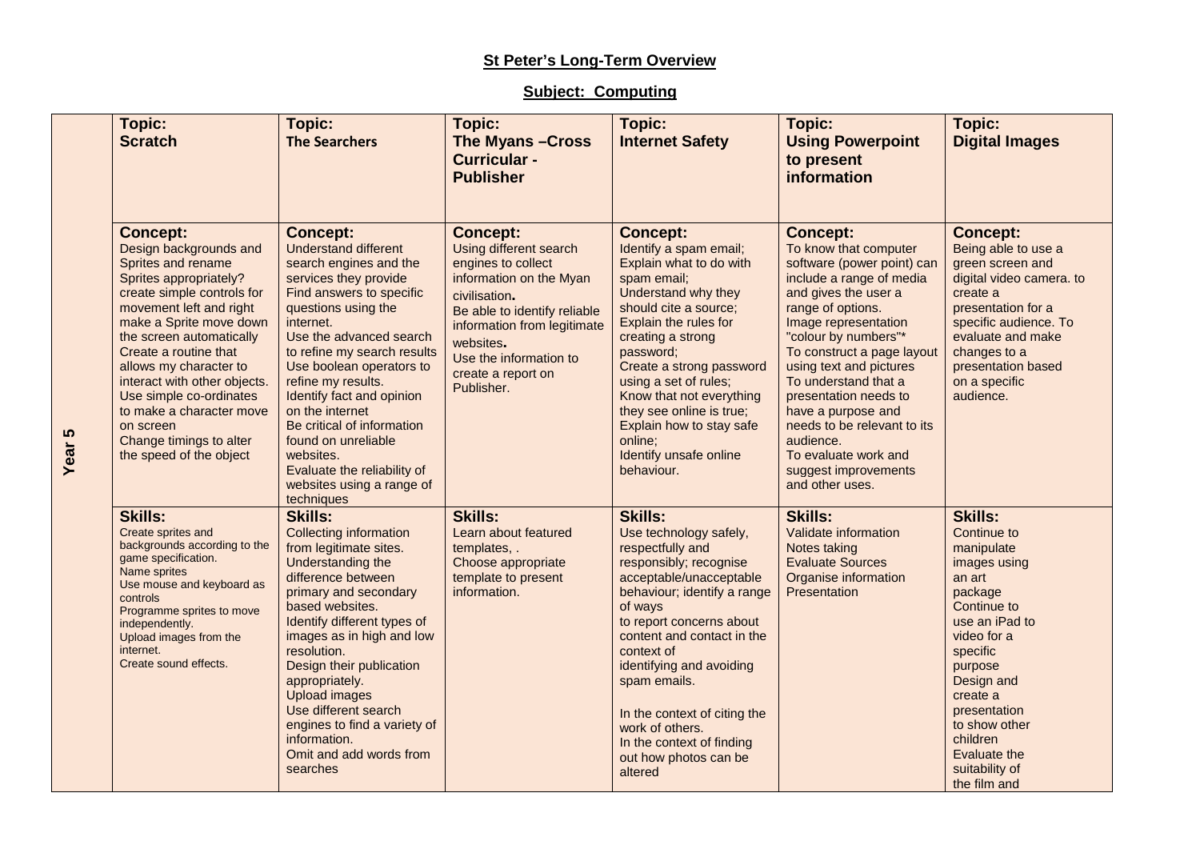**St Peter's Long-Term Overview**

**Subject: Computing**

| | | | | | | |
|---|---|---|---|---|---|---|
| **Year 5** | **Topic:**<br>**Scratch** | **Topic:**<br>**The Searchers** | **Topic:**<br>**The Myans –Cross Curricular - Publisher** | **Topic:**<br>**Internet Safety** | **Topic:**<br>**Using Powerpoint to present information** | **Topic:**<br>**Digital Images** |
| | **Concept:**<br>Design backgrounds and Sprites and rename Sprites appropriately?<br>create simple controls for movement left and right<br>make a Sprite move down the screen automatically<br>Create a routine that allows my character to interact with other objects.<br>Use simple co-ordinates to make a character move on screen<br>Change timings to alter the speed of the object | **Concept:**<br>Understand different search engines and the services they provide<br>Find answers to specific questions using the internet.<br>Use the advanced search to refine my search results<br>Use boolean operators to refine my results.<br>Identify fact and opinion on the internet<br>Be critical of information found on unreliable websites.<br>Evaluate the reliability of websites using a range of techniques | **Concept:**<br>Using different search engines to collect information on the Myan civilisation.<br>Be able to identify reliable information from legitimate websites.<br>Use the information to create a report on Publisher. | **Concept:**<br>Identify a spam email;<br>Explain what to do with spam email;<br>Understand why they should cite a source;<br>Explain the rules for creating a strong password;<br>Create a strong password using a set of rules;<br>Know that not everything they see online is true;<br>Explain how to stay safe online;<br>Identify unsafe online behaviour. | **Concept:**<br>To know that computer software (power point) can include a range of media and gives the user a range of options.<br>Image representation "colour by numbers"*<br>To construct a page layout using text and pictures<br>To understand that a presentation needs to have a purpose and needs to be relevant to its audience.<br>To evaluate work and suggest improvements and other uses. | **Concept:**<br>Being able to use a green screen and digital video camera. to create a presentation for a specific audience. To evaluate and make changes to a presentation based on a specific audience. |
| | **Skills:**<br>Create sprites and backgrounds according to the game specification.<br>Name sprites<br>Use mouse and keyboard as controls<br>Programme sprites to move independently.<br>Upload images from the internet.<br>Create sound effects. | **Skills:**<br>Collecting information from legitimate sites.<br>Understanding the difference between primary and secondary based websites.<br>Identify different types of images as in high and low resolution.<br>Design their publication appropriately.<br>Upload images<br>Use different search engines to find a variety of information.<br>Omit and add words from searches | **Skills:**<br>Learn about featured templates, .<br>Choose appropriate template to present information. | **Skills:**<br>Use technology safely, respectfully and responsibly; recognise acceptable/unacceptable behaviour; identify a range of ways to report concerns about content and contact in the context of identifying and avoiding spam emails.<br><br>In the context of citing the work of others.<br>In the context of finding out how photos can be altered | **Skills:**<br>Validate information<br>Notes taking<br>Evaluate Sources<br>Organise information<br>Presentation | **Skills:**<br>Continue to manipulate images using an art package<br>Continue to use an iPad to video for a specific purpose<br>Design and create a presentation to show other children<br>Evaluate the suitability of the film and |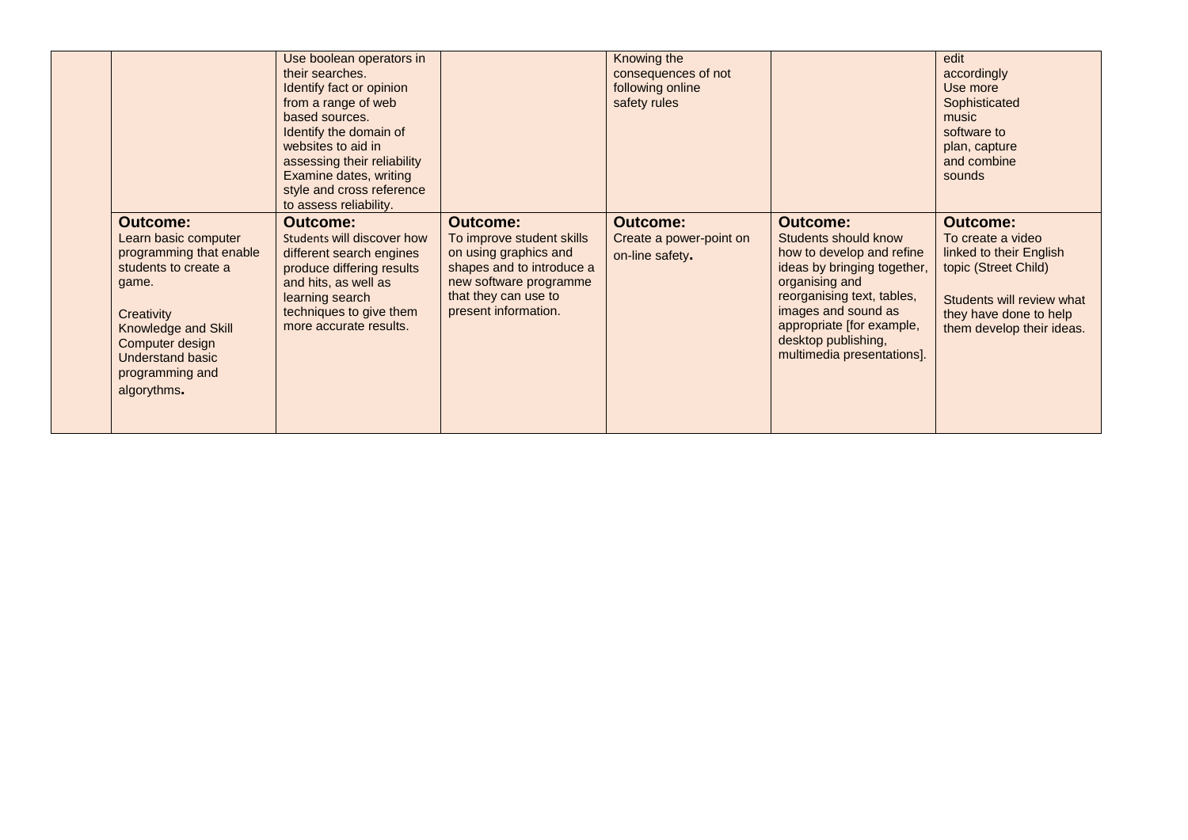| | | | | | | |
|---|---|---|---|---|---|---|
| | | Use boolean operators in their searches.<br>Identify fact or opinion from a range of web based sources.<br>Identify the domain of websites to aid in assessing their reliability<br>Examine dates, writing style and cross reference to assess reliability. | | Knowing the consequences of not following online safety rules | | edit accordingly<br>Use more Sophisticated music software to plan, capture and combine sounds |
| | **Outcome:**<br>Learn basic computer programming that enable students to create a game.<br><br>Creativity<br>Knowledge and Skill<br>Computer design<br>Understand basic programming and algorythms. | **Outcome:**<br>Students will discover how different search engines produce differing results and hits, as well as learning search techniques to give them more accurate results. | **Outcome:**<br>To improve student skills on using graphics and shapes and to introduce a new software programme that they can use to present information. | **Outcome:**<br>Create a power-point on on-line safety. | **Outcome:**<br>Students should know how to develop and refine ideas by bringing together, organising and reorganising text, tables, images and sound as appropriate [for example, desktop publishing, multimedia presentations]. | **Outcome:**<br>To create a video linked to their English topic (Street Child)<br><br>Students will review what they have done to help them develop their ideas. |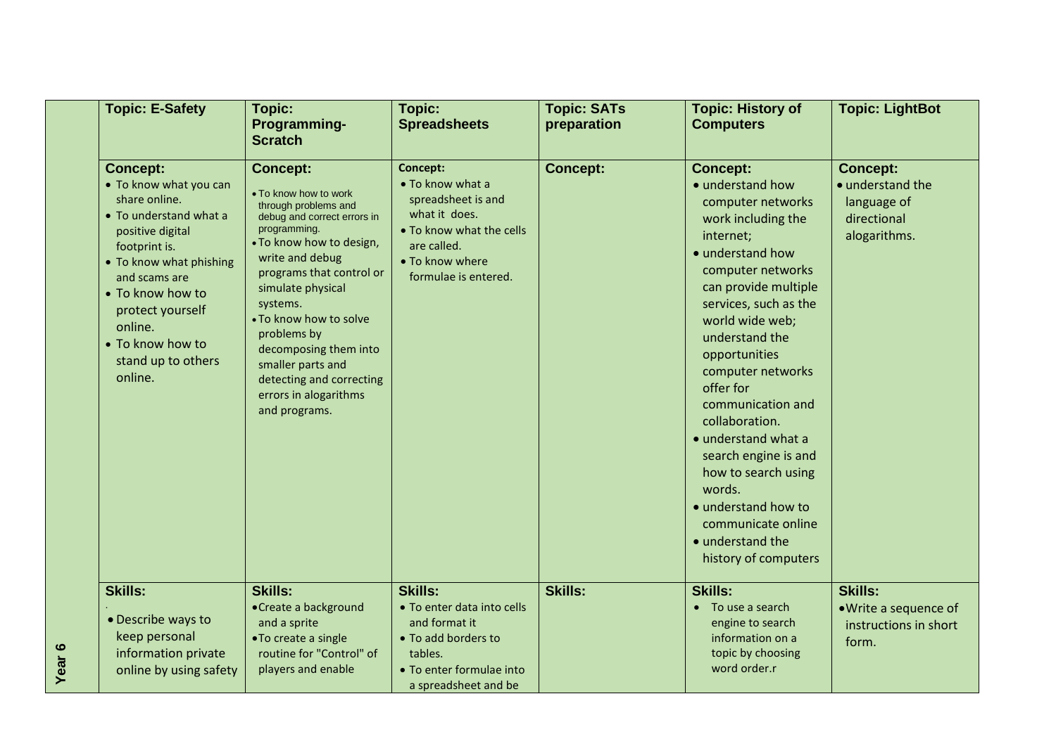| Year 6 | Topic: E-Safety | Topic: Programming-Scratch | Topic: Spreadsheets | Topic: SATs preparation | Topic: History of Computers | Topic: LightBot |
|---|---|---|---|---|---|---|
| | **Concept:**<br>• To know what you can share online.<br>• To understand what a positive digital footprint is.<br>• To know what phishing and scams are<br>• To know how to protect yourself online.<br>• To know how to stand up to others online. | **Concept:**<br>• To know how to work through problems and debug and correct errors in programming.<br>• To know how to design, write and debug programs that control or simulate physical systems.<br>• To know how to solve problems by decomposing them into smaller parts and detecting and correcting errors in alogarithms and programs. | **Concept:**<br>• To know what a spreadsheet is and what it does.<br>• To know what the cells are called.<br>• To know where formulae is entered. | **Concept:** | **Concept:**<br>• understand how computer networks work including the internet;<br>• understand how computer networks can provide multiple services, such as the world wide web; understand the opportunities computer networks offer for communication and collaboration.<br>• understand what a search engine is and how to search using words.<br>• understand how to communicate online<br>• understand the history of computers | **Concept:**<br>• understand the language of directional alogarithms. |
| | **Skills:**<br>.<br>• Describe ways to keep personal information private online by using safety | **Skills:**<br>• Create a background and a sprite<br>• To create a single routine for "Control" of players and enable | **Skills:**<br>• To enter data into cells and format it<br>• To add borders to tables.<br>• To enter formulae into a spreadsheet and be | **Skills:** | **Skills:**<br>• To use a search engine to search information on a topic by choosing word order.r | **Skills:**<br>• Write a sequence of instructions in short form. |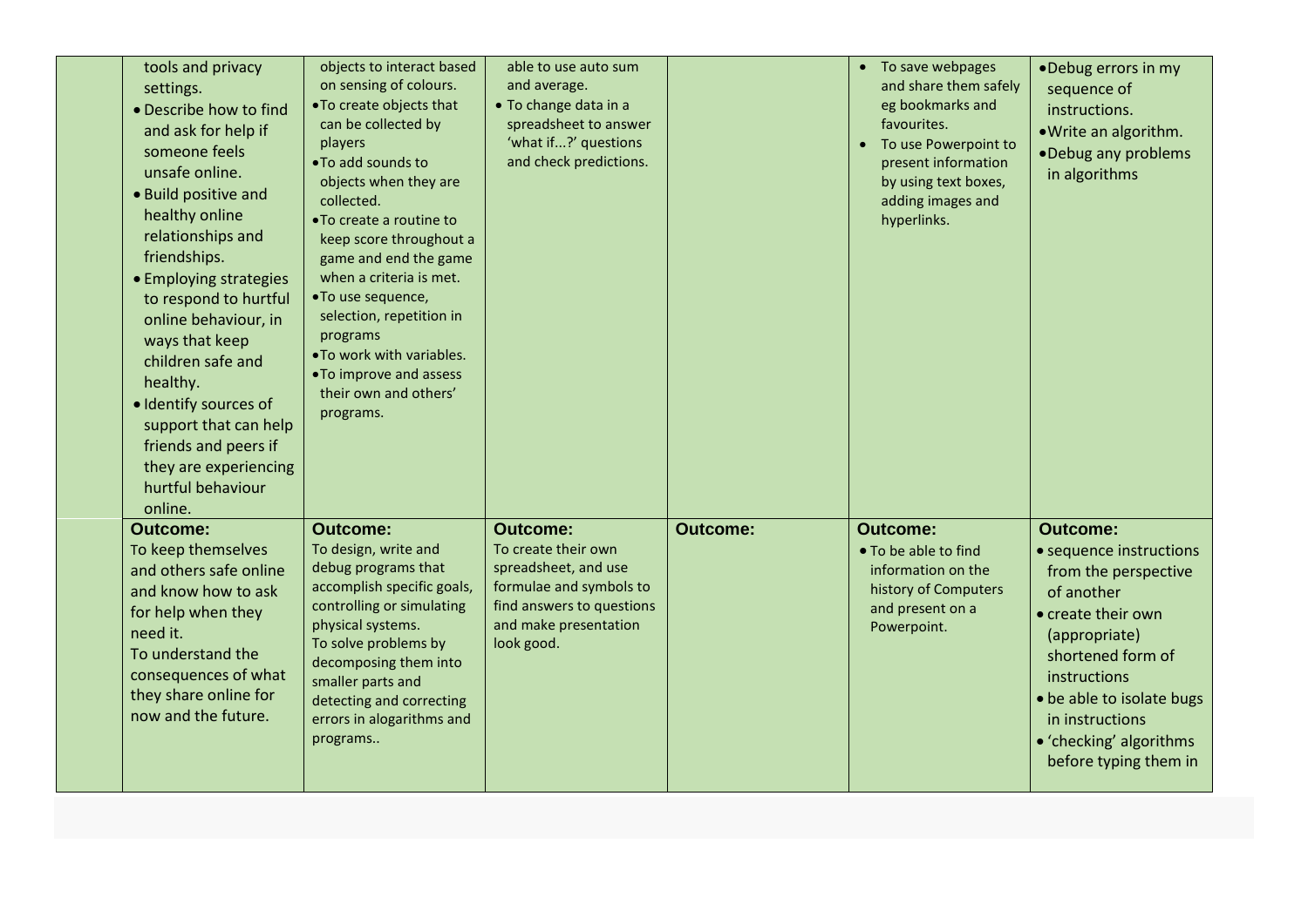| | | | | | | |
|---|---|---|---|---|---|---|
| | tools and privacy settings.<br>• Describe how to find and ask for help if someone feels unsafe online.<br>• Build positive and healthy online relationships and friendships.<br>• Employing strategies to respond to hurtful online behaviour, in ways that keep children safe and healthy.<br>• Identify sources of support that can help friends and peers if they are experiencing hurtful behaviour online. | objects to interact based on sensing of colours.<br>• To create objects that can be collected by players<br>• To add sounds to objects when they are collected.<br>• To create a routine to keep score throughout a game and end the game when a criteria is met.<br>• To use sequence, selection, repetition in programs<br>• To work with variables.<br>• To improve and assess their own and others' programs. | able to use auto sum and average.<br>• To change data in a spreadsheet to answer 'what if...?' questions and check predictions. | | • To save webpages and share them safely eg bookmarks and favourites.<br>• To use Powerpoint to present information by using text boxes, adding images and hyperlinks. | • Debug errors in my sequence of instructions.<br>• Write an algorithm.<br>• Debug any problems in algorithms |
| | **Outcome:**<br>To keep themselves and others safe online and know how to ask for help when they need it.<br>To understand the consequences of what they share online for now and the future. | **Outcome:**<br>To design, write and debug programs that accomplish specific goals, controlling or simulating physical systems.<br>To solve problems by decomposing them into smaller parts and detecting and correcting errors in alogarithms and programs.. | **Outcome:**<br>To create their own spreadsheet, and use formulae and symbols to find answers to questions and make presentation look good. | **Outcome:** | **Outcome:**<br>• To be able to find information on the history of Computers and present on a Powerpoint. | **Outcome:**<br>• sequence instructions from the perspective of another<br>• create their own (appropriate) shortened form of instructions<br>• be able to isolate bugs in instructions<br>• 'checking' algorithms before typing them in |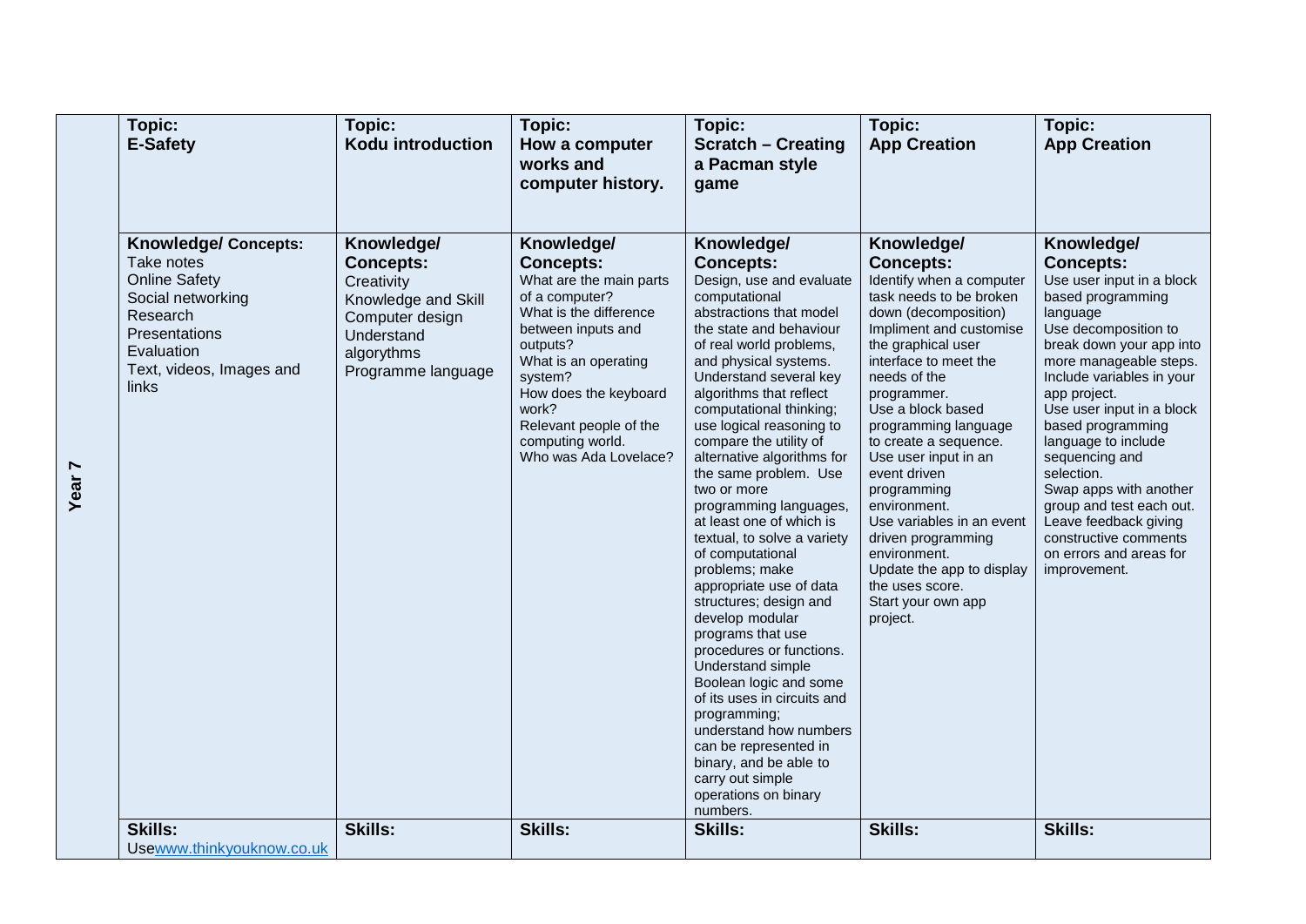| Year 7 | Topic: **E-Safety** | Topic: **Kodu introduction** | Topic: **How a computer works and computer history.** | Topic: **Scratch – Creating a Pacman style game** | Topic: **App Creation** | Topic: **App Creation** |
|---|---|---|---|---|---|---|
| | **Knowledge/ Concepts:**<br>Take notes<br>Online Safety<br>Social networking<br>Research<br>Presentations<br>Evaluation<br>Text, videos, Images and links | **Knowledge/ Concepts:**<br>Creativity<br>Knowledge and Skill<br>Computer design<br>Understand algorythms<br>Programme language | **Knowledge/ Concepts:**<br>What are the main parts of a computer?<br>What is the difference between inputs and outputs?<br>What is an operating system?<br>How does the keyboard work?<br>Relevant people of the computing world.<br>Who was Ada Lovelace? | **Knowledge/ Concepts:**<br>Design, use and evaluate computational abstractions that model the state and behaviour of real world problems, and physical systems. Understand several key algorithms that reflect computational thinking; use logical reasoning to compare the utility of alternative algorithms for the same problem. Use two or more programming languages, at least one of which is textual, to solve a variety of computational problems; make appropriate use of data structures; design and develop modular programs that use procedures or functions. Understand simple Boolean logic and some of its uses in circuits and programming; understand how numbers can be represented in binary, and be able to carry out simple operations on binary numbers. | **Knowledge/ Concepts:**<br>Identify when a computer task needs to be broken down (decomposition)<br>Impliment and customise the graphical user interface to meet the needs of the programmer.<br>Use a block based programming language to create a sequence.<br>Use user input in an event driven programming environment.<br>Use variables in an event driven programming environment.<br>Update the app to display the uses score.<br>Start your own app project. | **Knowledge/ Concepts:**<br>Use user input in a block based programming language<br>Use decomposition to break down your app into more manageable steps.<br>Include variables in your app project.<br>Use user input in a block based programming language to include sequencing and selection.<br>Swap apps with another group and test each out. Leave feedback giving constructive comments on errors and areas for improvement. |
| | **Skills:**<br>Usewww.thinkyouknow.co.uk | **Skills:** | **Skills:** | **Skills:** | **Skills:** | **Skills:** |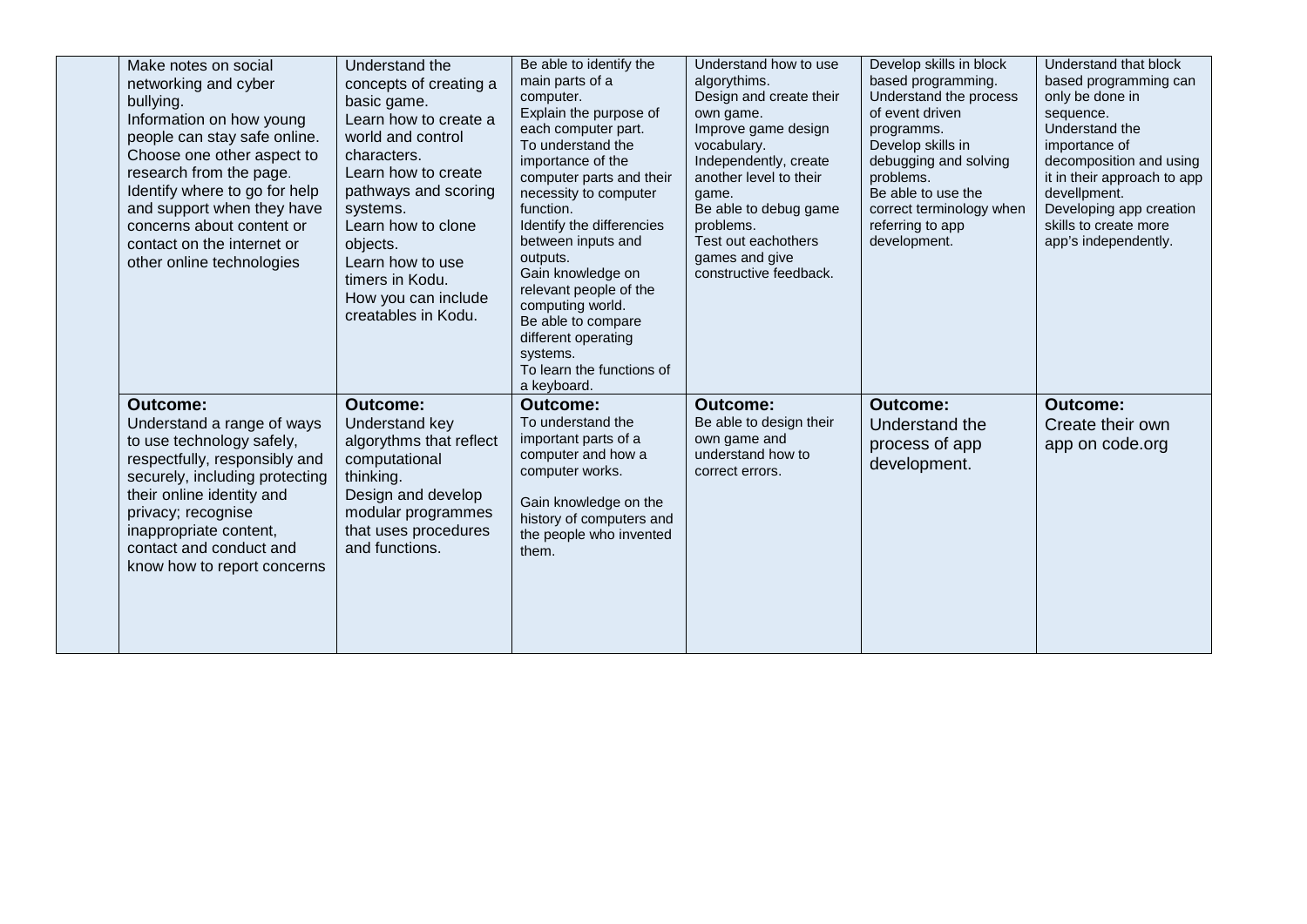| | | | | | | |
|---|---|---|---|---|---|---|
| | Make notes on social networking and cyber bullying.<br>Information on how young people can stay safe online.<br>Choose one other aspect to research from the page.<br>Identify where to go for help and support when they have concerns about content or contact on the internet or other online technologies | Understand the concepts of creating a basic game.<br>Learn how to create a world and control characters.<br>Learn how to create pathways and scoring systems.<br>Learn how to clone objects.<br>Learn how to use timers in Kodu.<br>How you can include creatables in Kodu. | Be able to identify the main parts of a computer.<br>Explain the purpose of each computer part.<br>To understand the importance of the computer parts and their necessity to computer function.<br>Identify the differencies between inputs and outputs.<br>Gain knowledge on relevant people of the computing world.<br>Be able to compare different operating systems.<br>To learn the functions of a keyboard. | Understand how to use algorythims.<br>Design and create their own game.<br>Improve game design vocabulary.<br>Independently, create another level to their game.<br>Be able to debug game problems.<br>Test out eachothers games and give constructive feedback. | Develop skills in block based programming.<br>Understand the process of event driven programms.<br>Develop skills in debugging and solving problems.<br>Be able to use the correct terminology when referring to app development. | Understand that block based programming can only be done in sequence.<br>Understand the importance of decomposition and using it in their approach to app devellpment.<br>Developing app creation skills to create more app's independently. |
| | **Outcome:**<br>Understand a range of ways to use technology safely, respectfully, responsibly and securely, including protecting their online identity and privacy; recognise inappropriate content, contact and conduct and know how to report concerns | **Outcome:**<br>Understand key algorythms that reflect computational thinking.<br>Design and develop modular programmes that uses procedures and functions. | **Outcome:**<br>To understand the important parts of a computer and how a computer works.<br><br>Gain knowledge on the history of computers and the people who invented them. | **Outcome:**<br>Be able to design their own game and understand how to correct errors. | **Outcome:**<br>Understand the process of app development. | **Outcome:**<br>Create their own app on code.org |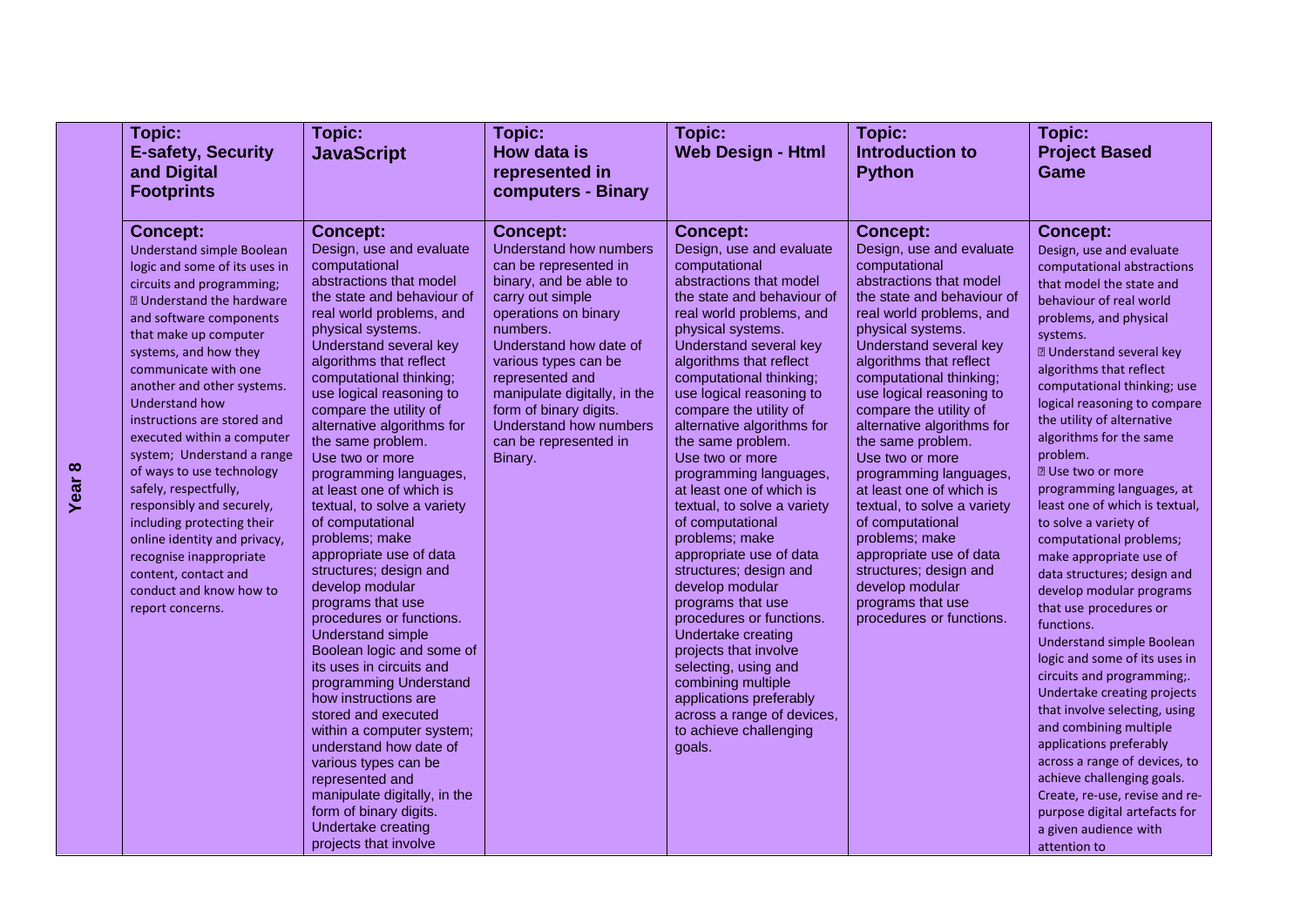| Year 8 | Topic: **E-safety, Security and Digital Footprints** | Topic: **JavaScript** | Topic: **How data is represented in computers - Binary** | Topic: **Web Design - Html** | Topic: **Introduction to Python** | Topic: **Project Based Game** |
|---|---|---|---|---|---|---|
| | **Concept:** Understand simple Boolean logic and some of its uses in circuits and programming; ▯ Understand the hardware and software components that make up computer systems, and how they communicate with one another and other systems. Understand how instructions are stored and executed within a computer system; Understand a range of ways to use technology safely, respectfully, responsibly and securely, including protecting their online identity and privacy, recognise inappropriate content, contact and conduct and know how to report concerns. | **Concept:** Design, use and evaluate computational abstractions that model the state and behaviour of real world problems, and physical systems. Understand several key algorithms that reflect computational thinking; use logical reasoning to compare the utility of alternative algorithms for the same problem. Use two or more programming languages, at least one of which is textual, to solve a variety of computational problems; make appropriate use of data structures; design and develop modular programs that use procedures or functions. Understand simple Boolean logic and some of its uses in circuits and programming Understand how instructions are stored and executed within a computer system; understand how date of various types can be represented and manipulate digitally, in the form of binary digits. Undertake creating projects that involve | **Concept:** Understand how numbers can be represented in binary, and be able to carry out simple operations on binary numbers. Understand how date of various types can be represented and manipulate digitally, in the form of binary digits. Understand how numbers can be represented in Binary. | **Concept:** Design, use and evaluate computational abstractions that model the state and behaviour of real world problems, and physical systems. Understand several key algorithms that reflect computational thinking; use logical reasoning to compare the utility of alternative algorithms for the same problem. Use two or more programming languages, at least one of which is textual, to solve a variety of computational problems; make appropriate use of data structures; design and develop modular programs that use procedures or functions. Undertake creating projects that involve selecting, using and combining multiple applications preferably across a range of devices, to achieve challenging goals. | **Concept:** Design, use and evaluate computational abstractions that model the state and behaviour of real world problems, and physical systems. Understand several key algorithms that reflect computational thinking; use logical reasoning to compare the utility of alternative algorithms for the same problem. Use two or more programming languages, at least one of which is textual, to solve a variety of computational problems; make appropriate use of data structures; design and develop modular programs that use procedures or functions. | **Concept:** Design, use and evaluate computational abstractions that model the state and behaviour of real world problems, and physical systems. ▯ Understand several key algorithms that reflect computational thinking; use logical reasoning to compare the utility of alternative algorithms for the same problem. ▯ Use two or more programming languages, at least one of which is textual, to solve a variety of computational problems; make appropriate use of data structures; design and develop modular programs that use procedures or functions. Understand simple Boolean logic and some of its uses in circuits and programming;. Undertake creating projects that involve selecting, using and combining multiple applications preferably across a range of devices, to achieve challenging goals. Create, re-use, revise and re-purpose digital artefacts for a given audience with attention to |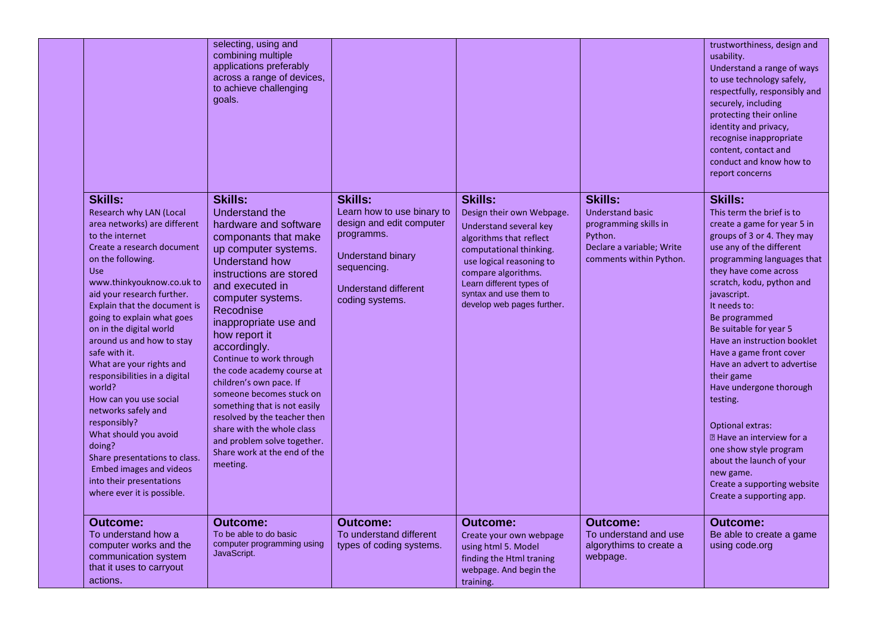| | | | | | | |
|---|---|---|---|---|---|---|
| | | selecting, using and combining multiple applications preferably across a range of devices, to achieve challenging goals. | | | | trustworthiness, design and usability.<br>Understand a range of ways to use technology safely, respectfully, responsibly and securely, including protecting their online identity and privacy, recognise inappropriate content, contact and conduct and know how to report concerns |
| | **Skills:**<br>Research why LAN (Local area networks) are different to the internet<br>Create a research document on the following.<br>Use www.thinkyouknow.co.uk to aid your research further.<br>Explain that the document is going to explain what goes on in the digital world around us and how to stay safe with it.<br>What are your rights and responsibilities in a digital world?<br>How can you use social networks safely and responsibly?<br>What should you avoid doing?<br>Share presentations to class.<br>Embed images and videos into their presentations where ever it is possible. | **Skills:**<br>Understand the hardware and software componants that make up computer systems.<br>Understand how instructions are stored and executed in computer systems.<br>Recodnise inappropriate use and how report it accordingly.<br>Continue to work through the code academy course at children's own pace. If someone becomes stuck on something that is not easily resolved by the teacher then share with the whole class and problem solve together.<br>Share work at the end of the meeting. | **Skills:**<br>Learn how to use binary to design and edit computer programms.<br><br>Understand binary sequencing.<br><br>Understand different coding systems. | **Skills:**<br>Design their own Webpage.<br>Understand several key algorithms that reflect computational thinking.<br>use logical reasoning to compare algorithms.<br>Learn different types of syntax and use them to develop web pages further. | **Skills:**<br>Understand basic programming skills in Python.<br>Declare a variable; Write comments within Python. | **Skills:**<br>This term the brief is to create a game for year 5 in groups of 3 or 4. They may use any of the different programming languages that they have come across scratch, kodu, python and javascript.<br>It needs to:<br>Be programmed<br>Be suitable for year 5<br>Have an instruction booklet<br>Have a game front cover<br>Have an advert to advertise their game<br>Have undergone thorough testing.<br><br>Optional extras:<br>Have an interview for a one show style program about the launch of your new game.<br>Create a supporting website<br>Create a supporting app. |
| | **Outcome:**<br>To understand how a computer works and the communication system that it uses to carryout actions. | **Outcome:**<br>To be able to do basic computer programming using JavaScript. | **Outcome:**<br>To understand different types of coding systems. | **Outcome:**<br>Create your own webpage using html 5. Model finding the Html traning webpage. And begin the training. | **Outcome:**<br>To understand and use algorythims to create a webpage. | **Outcome:**<br>Be able to create a game using code.org |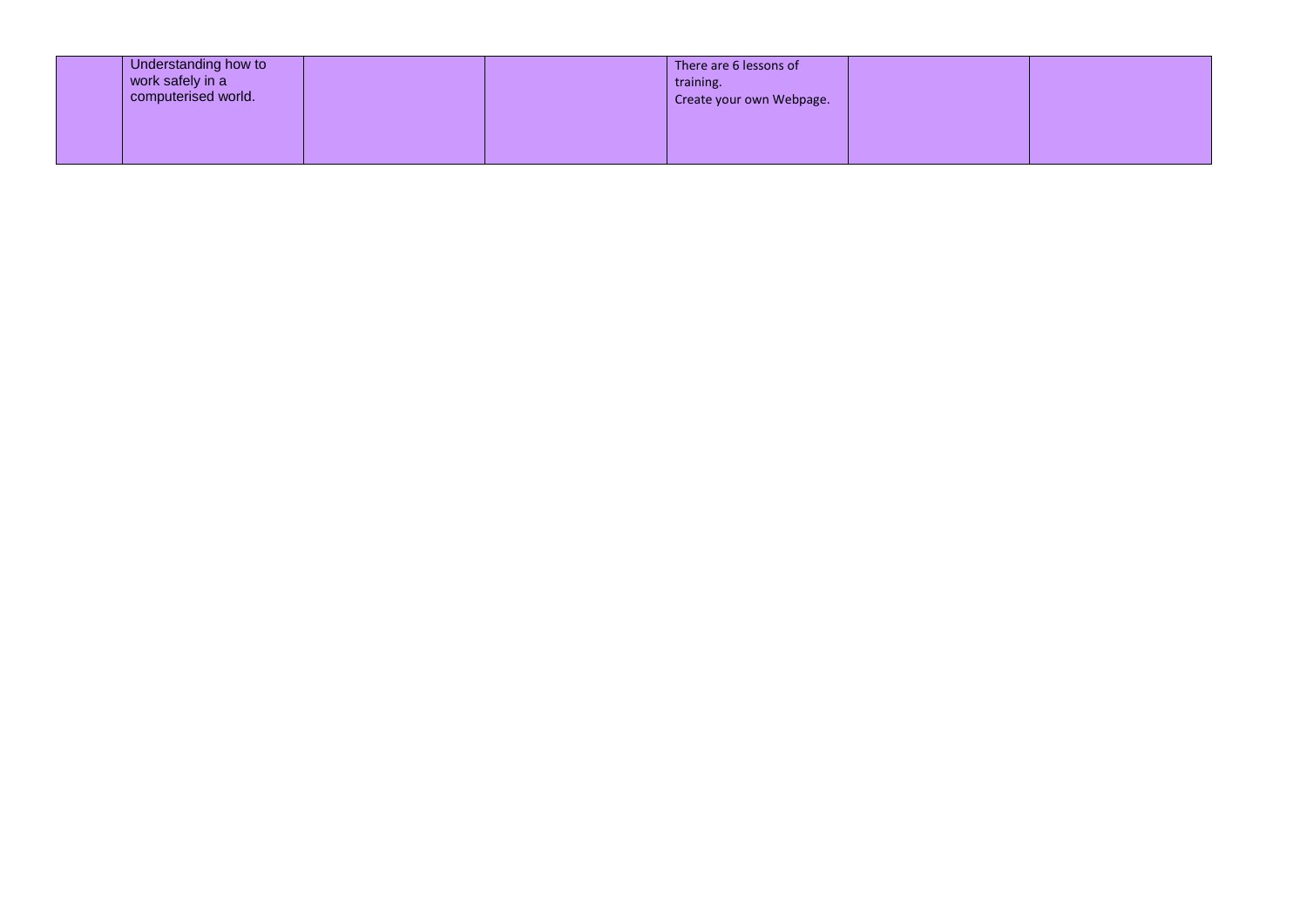| | | | | | | |
|---|---|---|---|---|---|---|
| | Understanding how to work safely in a computerised world. | | | There are 6 lessons of training.<br>Create your own Webpage. | | |